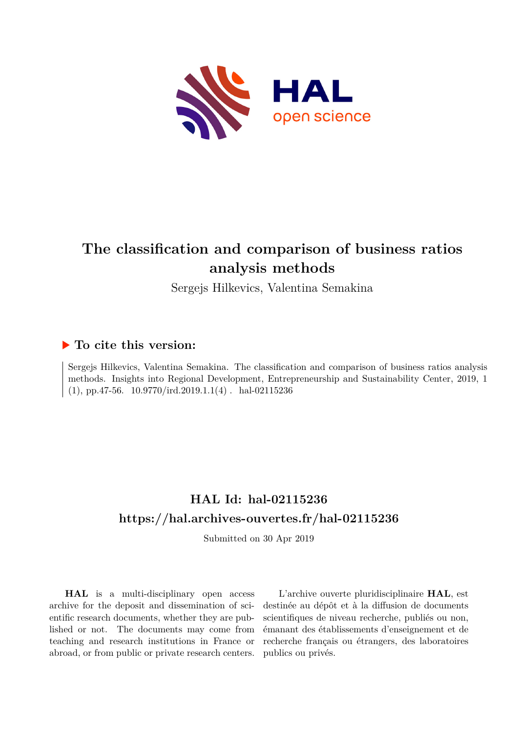# The classification and comparison of business ratios analysis methods

Sergejs Hilkevics, Valentina Semakina

## ▶ To cite this version:

Sergejs Hilkevics, Valentina Semakina. The classification and comparison of business ratios analysis methods. Insights into Regional Development, Entrepreneurship and Sustainability Center, 2019, 1 (1), pp.47-56. 10.9770/ird.2019.1.1(4) . hal-02115236

## HAL Id: hal-02115236

## https://hal.archives-ouvertes.fr/hal-02115236

Submitted on 30 Apr 2019

**HAL** is a multi-disciplinary open access archive for the deposit and dissemination of scientific research documents, whether they are published or not. The documents may come from teaching and research institutions in France or abroad, or from public or private research centers.

L'archive ouverte pluridisciplinaire **HAL**, est destinée au dépôt et à la diffusion de documents scientifiques de niveau recherche, publiés ou non, émanant des établissements d'enseignement et de recherche français ou étrangers, des laboratoires publics ou privés.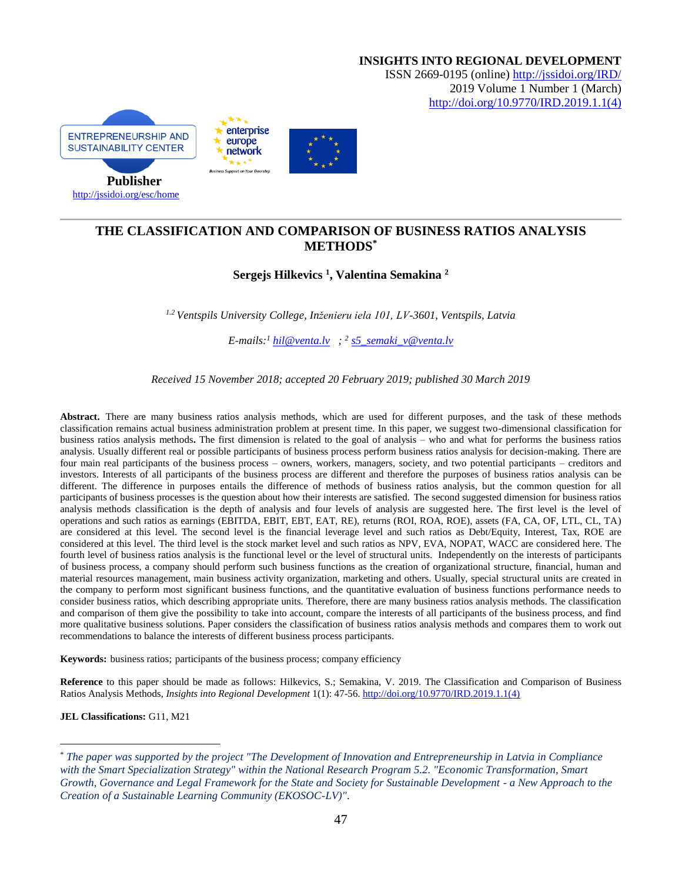**INSIGHTS INTO REGIONAL DEVELOPMENT**
ISSN 2669-0195 (online) http://jssidoi.org/IRD/
2019 Volume 1 Number 1 (March)
http://doi.org/10.9770/IRD.2019.1.1(4)

ENTREPRENEURSHIP AND SUSTAINABILITY CENTER

**Publisher**
http://jssidoi.org/esc/home

# THE CLASSIFICATION AND COMPARISON OF BUSINESS RATIOS ANALYSIS METHODS*

**Sergejs Hilkevics [1], Valentina Semakina [2]**

*[1,2] Ventspils University College, Inženieru iela 101, LV-3601, Ventspils, Latvia*

*E-mails:[1] hil@venta.lv ; [2] s5_semaki_v@venta.lv*

*Received 15 November 2018; accepted 20 February 2019; published 30 March 2019*

**Abstract.** There are many business ratios analysis methods, which are used for different purposes, and the task of these methods classification remains actual business administration problem at present time. In this paper, we suggest two-dimensional classification for business ratios analysis methods**.** The first dimension is related to the goal of analysis – who and what for performs the business ratios analysis. Usually different real or possible participants of business process perform business ratios analysis for decision-making. There are four main real participants of the business process – owners, workers, managers, society, and two potential participants – creditors and investors. Interests of all participants of the business process are different and therefore the purposes of business ratios analysis can be different. The difference in purposes entails the difference of methods of business ratios analysis, but the common question for all participants of business processes is the question about how their interests are satisfied. The second suggested dimension for business ratios analysis methods classification is the depth of analysis and four levels of analysis are suggested here. The first level is the level of operations and such ratios as earnings (EBITDA, EBIT, EBT, EAT, RE), returns (ROI, ROA, ROE), assets (FA, CA, OF, LTL, CL, TA) are considered at this level. The second level is the financial leverage level and such ratios as Debt/Equity, Interest, Tax, ROE are considered at this level. The third level is the stock market level and such ratios as NPV, EVA, NOPAT, WACC are considered here. The fourth level of business ratios analysis is the functional level or the level of structural units. Independently on the interests of participants of business process, a company should perform such business functions as the creation of organizational structure, financial, human and material resources management, main business activity organization, marketing and others. Usually, special structural units are created in the company to perform most significant business functions, and the quantitative evaluation of business functions performance needs to consider business ratios, which describing appropriate units. Therefore, there are many business ratios analysis methods. The classification and comparison of them give the possibility to take into account, compare the interests of all participants of the business process, and find more qualitative business solutions. Paper considers the classification of business ratios analysis methods and compares them to work out recommendations to balance the interests of different business process participants.

**Keywords:** business ratios; participants of the business process; company efficiency

**Reference** to this paper should be made as follows: Hilkevics, S.; Semakina, V. 2019. The Classification and Comparison of Business Ratios Analysis Methods, *Insights into Regional Development* 1(1): 47-56. http://doi.org/10.9770/IRD.2019.1.1(4)

**JEL Classifications:** G11, M21

---

* *The paper was supported by the project "The Development of Innovation and Entrepreneurship in Latvia in Compliance with the Smart Specialization Strategy" within the National Research Program 5.2. "Economic Transformation, Smart Growth, Governance and Legal Framework for the State and Society for Sustainable Development - a New Approach to the Creation of a Sustainable Learning Community (EKOSOC-LV)".*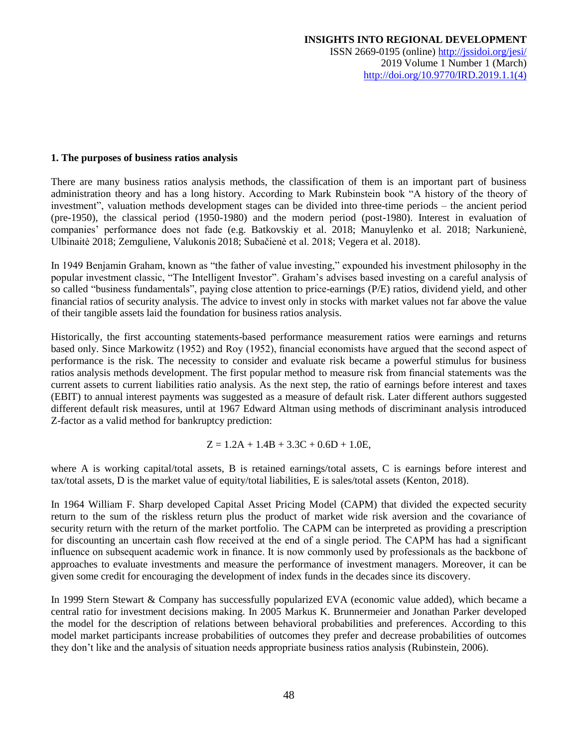## 1. The purposes of business ratios analysis

There are many business ratios analysis methods, the classification of them is an important part of business administration theory and has a long history. According to Mark Rubinstein book "A history of the theory of investment", valuation methods development stages can be divided into three-time periods – the ancient period (pre-1950), the classical period (1950-1980) and the modern period (post-1980). Interest in evaluation of companies' performance does not fade (e.g. Batkovskiy et al. 2018; Manuylenko et al. 2018; Narkunienė, Ulbinaitė 2018; Zemguliene, Valukonis 2018; Subačienė et al. 2018; Vegera et al. 2018).

In 1949 Benjamin Graham, known as "the father of value investing," expounded his investment philosophy in the popular investment classic, "The Intelligent Investor". Graham's advises based investing on a careful analysis of so called "business fundamentals", paying close attention to price-earnings (P/E) ratios, dividend yield, and other financial ratios of security analysis. The advice to invest only in stocks with market values not far above the value of their tangible assets laid the foundation for business ratios analysis.

Historically, the first accounting statements-based performance measurement ratios were earnings and returns based only. Since Markowitz (1952) and Roy (1952), financial economists have argued that the second aspect of performance is the risk. The necessity to consider and evaluate risk became a powerful stimulus for business ratios analysis methods development. The first popular method to measure risk from financial statements was the current assets to current liabilities ratio analysis. As the next step, the ratio of earnings before interest and taxes (EBIT) to annual interest payments was suggested as a measure of default risk. Later different authors suggested different default risk measures, until at 1967 Edward Altman using methods of discriminant analysis introduced Z-factor as a valid method for bankruptcy prediction:

$$Z = 1.2A + 1.4B + 3.3C + 0.6D + 1.0E,$$

where A is working capital/total assets, B is retained earnings/total assets, C is earnings before interest and tax/total assets, D is the market value of equity/total liabilities, E is sales/total assets (Kenton, 2018).

In 1964 William F. Sharp developed Capital Asset Pricing Model (CAPM) that divided the expected security return to the sum of the riskless return plus the product of market wide risk aversion and the covariance of security return with the return of the market portfolio. The CAPM can be interpreted as providing a prescription for discounting an uncertain cash flow received at the end of a single period. The CAPM has had a significant influence on subsequent academic work in finance. It is now commonly used by professionals as the backbone of approaches to evaluate investments and measure the performance of investment managers. Moreover, it can be given some credit for encouraging the development of index funds in the decades since its discovery.

In 1999 Stern Stewart & Company has successfully popularized EVA (economic value added), which became a central ratio for investment decisions making. In 2005 Markus K. Brunnermeier and Jonathan Parker developed the model for the description of relations between behavioral probabilities and preferences. According to this model market participants increase probabilities of outcomes they prefer and decrease probabilities of outcomes they don't like and the analysis of situation needs appropriate business ratios analysis (Rubinstein, 2006).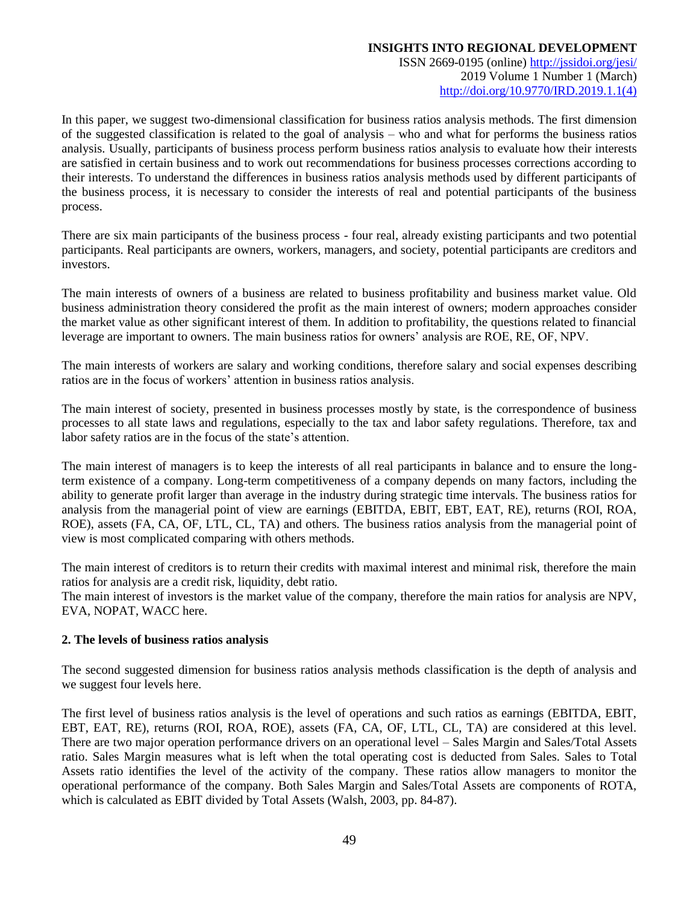In this paper, we suggest two-dimensional classification for business ratios analysis methods. The first dimension of the suggested classification is related to the goal of analysis – who and what for performs the business ratios analysis. Usually, participants of business process perform business ratios analysis to evaluate how their interests are satisfied in certain business and to work out recommendations for business processes corrections according to their interests. To understand the differences in business ratios analysis methods used by different participants of the business process, it is necessary to consider the interests of real and potential participants of the business process.

There are six main participants of the business process - four real, already existing participants and two potential participants. Real participants are owners, workers, managers, and society, potential participants are creditors and investors.

The main interests of owners of a business are related to business profitability and business market value. Old business administration theory considered the profit as the main interest of owners; modern approaches consider the market value as other significant interest of them. In addition to profitability, the questions related to financial leverage are important to owners. The main business ratios for owners' analysis are ROE, RE, OF, NPV.

The main interests of workers are salary and working conditions, therefore salary and social expenses describing ratios are in the focus of workers' attention in business ratios analysis.

The main interest of society, presented in business processes mostly by state, is the correspondence of business processes to all state laws and regulations, especially to the tax and labor safety regulations. Therefore, tax and labor safety ratios are in the focus of the state's attention.

The main interest of managers is to keep the interests of all real participants in balance and to ensure the long-term existence of a company. Long-term competitiveness of a company depends on many factors, including the ability to generate profit larger than average in the industry during strategic time intervals. The business ratios for analysis from the managerial point of view are earnings (EBITDA, EBIT, EBT, EAT, RE), returns (ROI, ROA, ROE), assets (FA, CA, OF, LTL, CL, TA) and others. The business ratios analysis from the managerial point of view is most complicated comparing with others methods.

The main interest of creditors is to return their credits with maximal interest and minimal risk, therefore the main ratios for analysis are a credit risk, liquidity, debt ratio.
The main interest of investors is the market value of the company, therefore the main ratios for analysis are NPV, EVA, NOPAT, WACC here.

## 2. The levels of business ratios analysis

The second suggested dimension for business ratios analysis methods classification is the depth of analysis and we suggest four levels here.

The first level of business ratios analysis is the level of operations and such ratios as earnings (EBITDA, EBIT, EBT, EAT, RE), returns (ROI, ROA, ROE), assets (FA, CA, OF, LTL, CL, TA) are considered at this level. There are two major operation performance drivers on an operational level – Sales Margin and Sales/Total Assets ratio. Sales Margin measures what is left when the total operating cost is deducted from Sales. Sales to Total Assets ratio identifies the level of the activity of the company. These ratios allow managers to monitor the operational performance of the company. Both Sales Margin and Sales/Total Assets are components of ROTA, which is calculated as EBIT divided by Total Assets (Walsh, 2003, pp. 84-87).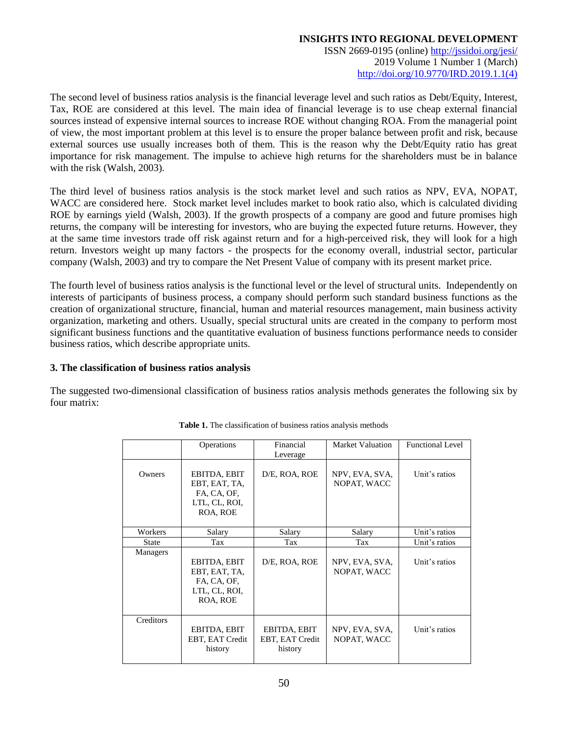The second level of business ratios analysis is the financial leverage level and such ratios as Debt/Equity, Interest, Tax, ROE are considered at this level. The main idea of financial leverage is to use cheap external financial sources instead of expensive internal sources to increase ROE without changing ROA. From the managerial point of view, the most important problem at this level is to ensure the proper balance between profit and risk, because external sources use usually increases both of them. This is the reason why the Debt/Equity ratio has great importance for risk management. The impulse to achieve high returns for the shareholders must be in balance with the risk (Walsh, 2003).

The third level of business ratios analysis is the stock market level and such ratios as NPV, EVA, NOPAT, WACC are considered here. Stock market level includes market to book ratio also, which is calculated dividing ROE by earnings yield (Walsh, 2003). If the growth prospects of a company are good and future promises high returns, the company will be interesting for investors, who are buying the expected future returns. However, they at the same time investors trade off risk against return and for a high-perceived risk, they will look for a high return. Investors weight up many factors - the prospects for the economy overall, industrial sector, particular company (Walsh, 2003) and try to compare the Net Present Value of company with its present market price.

The fourth level of business ratios analysis is the functional level or the level of structural units. Independently on interests of participants of business process, a company should perform such standard business functions as the creation of organizational structure, financial, human and material resources management, main business activity organization, marketing and others. Usually, special structural units are created in the company to perform most significant business functions and the quantitative evaluation of business functions performance needs to consider business ratios, which describe appropriate units.

### 3. The classification of business ratios analysis

The suggested two-dimensional classification of business ratios analysis methods generates the following six by four matrix:

**Table 1.** The classification of business ratios analysis methods

| | Operations | Financial Leverage | Market Valuation | Functional Level |
|---|---|---|---|---|
| Owners | EBITDA, EBIT EBT, EAT, TA, FA, CA, OF, LTL, CL, ROI, ROA, ROE | D/E, ROA, ROE | NPV, EVA, SVA, NOPAT, WACC | Unit's ratios |
| Workers | Salary | Salary | Salary | Unit's ratios |
| State | Tax | Tax | Tax | Unit's ratios |
| Managers | EBITDA, EBIT EBT, EAT, TA, FA, CA, OF, LTL, CL, ROI, ROA, ROE | D/E, ROA, ROE | NPV, EVA, SVA, NOPAT, WACC | Unit's ratios |
| Creditors | EBITDA, EBIT EBT, EAT Credit history | EBITDA, EBIT EBT, EAT Credit history | NPV, EVA, SVA, NOPAT, WACC | Unit's ratios |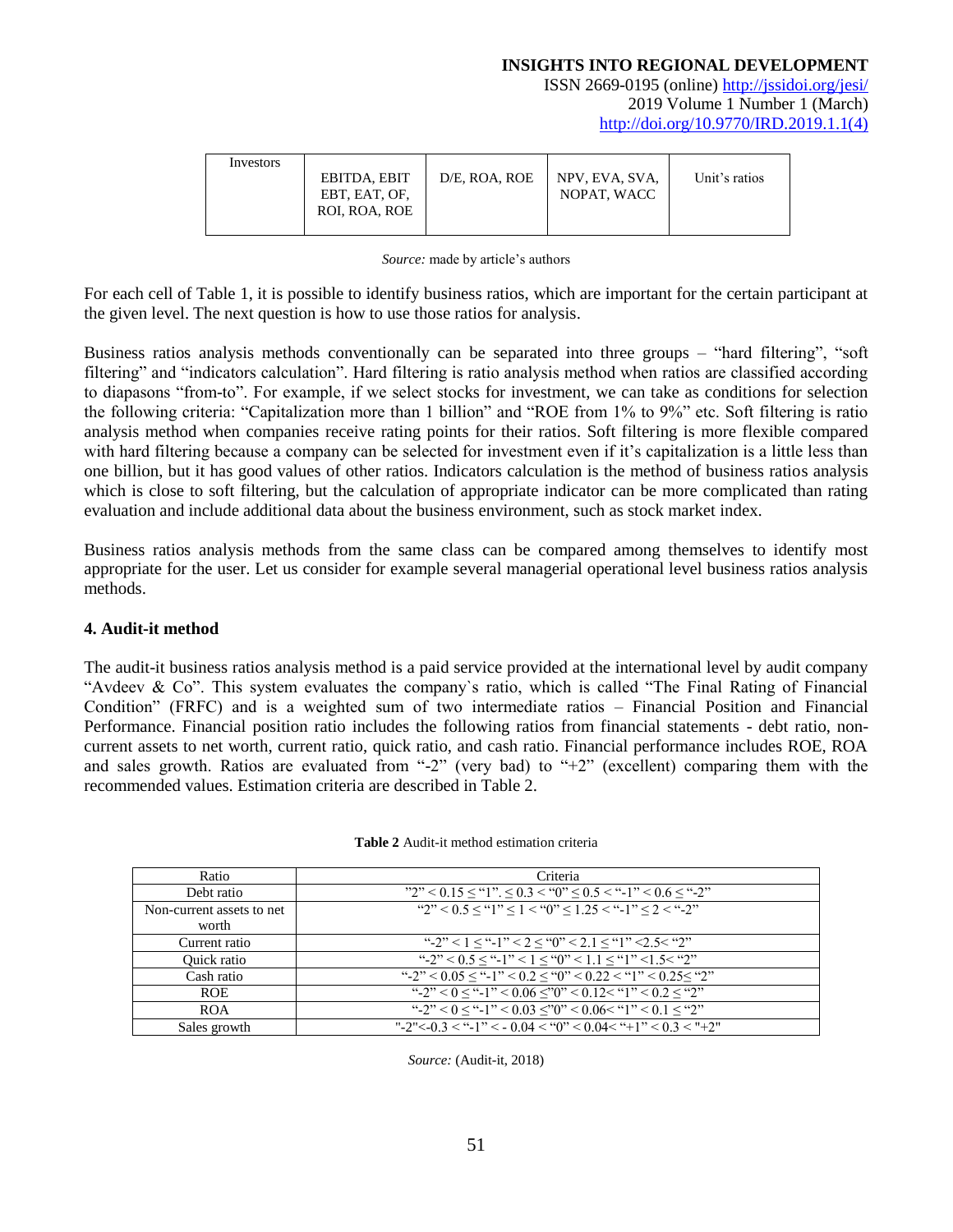| Investors | EBITDA, EBIT EBT, EAT, OF, ROI, ROA, ROE | D/E, ROA, ROE | NPV, EVA, SVA, NOPAT, WACC | Unit's ratios |
|---|---|---|---|---|

*Source:* made by article's authors

For each cell of Table 1, it is possible to identify business ratios, which are important for the certain participant at the given level. The next question is how to use those ratios for analysis.

Business ratios analysis methods conventionally can be separated into three groups – "hard filtering", "soft filtering" and "indicators calculation". Hard filtering is ratio analysis method when ratios are classified according to diapasons "from-to". For example, if we select stocks for investment, we can take as conditions for selection the following criteria: "Capitalization more than 1 billion" and "ROE from 1% to 9%" etc. Soft filtering is ratio analysis method when companies receive rating points for their ratios. Soft filtering is more flexible compared with hard filtering because a company can be selected for investment even if it's capitalization is a little less than one billion, but it has good values of other ratios. Indicators calculation is the method of business ratios analysis which is close to soft filtering, but the calculation of appropriate indicator can be more complicated than rating evaluation and include additional data about the business environment, such as stock market index.

Business ratios analysis methods from the same class can be compared among themselves to identify most appropriate for the user. Let us consider for example several managerial operational level business ratios analysis methods.

## 4. Audit-it method

The audit-it business ratios analysis method is a paid service provided at the international level by audit company "Avdeev & Co". This system evaluates the company`s ratio, which is called "The Final Rating of Financial Condition" (FRFC) and is a weighted sum of two intermediate ratios – Financial Position and Financial Performance. Financial position ratio includes the following ratios from financial statements - debt ratio, non-current assets to net worth, current ratio, quick ratio, and cash ratio. Financial performance includes ROE, ROA and sales growth. Ratios are evaluated from "-2" (very bad) to "+2" (excellent) comparing them with the recommended values. Estimation criteria are described in Table 2.

**Table 2** Audit-it method estimation criteria

| Ratio | Criteria |
|---|---|
| Debt ratio | "2" < 0.15 ≤ "1". ≤ 0.3 < "0" ≤ 0.5 < "-1" < 0.6 ≤ "-2" |
| Non-current assets to net worth | "2" < 0.5 ≤ "1" ≤ 1 < "0" ≤ 1.25 < "-1" ≤ 2 < "-2" |
| Current ratio | "-2" < 1 ≤ "-1" < 2 ≤ "0" < 2.1 ≤ "1" <2.5< "2" |
| Quick ratio | "-2" < 0.5 ≤ "-1" < 1 ≤ "0" < 1.1 ≤ "1" <1.5< "2" |
| Cash ratio | "-2" < 0.05 ≤ "-1" < 0.2 ≤ "0" < 0.22 < "1" < 0.25≤ "2" |
| ROE | "-2" < 0 ≤ "-1" < 0.06 ≤"0" < 0.12< "1" < 0.2 ≤ "2" |
| ROA | "-2" < 0 ≤ "-1" < 0.03 ≤"0" < 0.06< "1" < 0.1 ≤ "2" |
| Sales growth | "-2"<-0.3 < "-1" < - 0.04 < "0" < 0.04< "+1" < 0.3 < "+2" |

*Source:* (Audit-it, 2018)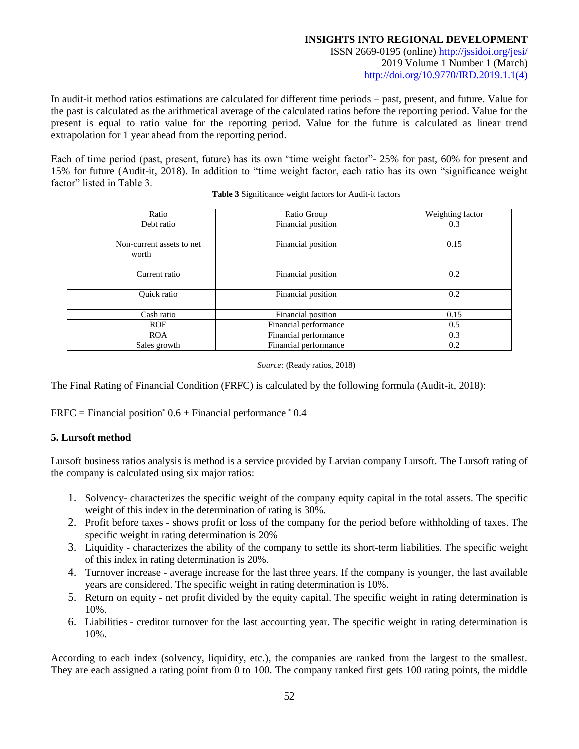In audit-it method ratios estimations are calculated for different time periods – past, present, and future. Value for the past is calculated as the arithmetical average of the calculated ratios before the reporting period. Value for the present is equal to ratio value for the reporting period. Value for the future is calculated as linear trend extrapolation for 1 year ahead from the reporting period.

Each of time period (past, present, future) has its own "time weight factor"- 25% for past, 60% for present and 15% for future (Audit-it, 2018). In addition to "time weight factor, each ratio has its own "significance weight factor" listed in Table 3.

**Table 3** Significance weight factors for Audit-it factors

| Ratio | Ratio Group | Weighting factor |
|---|---|---|
| Debt ratio | Financial position | 0.3 |
| Non-current assets to net worth | Financial position | 0.15 |
| Current ratio | Financial position | 0.2 |
| Quick ratio | Financial position | 0.2 |
| Cash ratio | Financial position | 0.15 |
| ROE | Financial performance | 0.5 |
| ROA | Financial performance | 0.3 |
| Sales growth | Financial performance | 0.2 |

*Source:* (Ready ratios, 2018)

The Final Rating of Financial Condition (FRFC) is calculated by the following formula (Audit-it, 2018):

$$FRFC = \text{Financial position} * 0.6 + \text{Financial performance} * 0.4$$

## 5. Lursoft method

Lursoft business ratios analysis is method is a service provided by Latvian company Lursoft. The Lursoft rating of the company is calculated using six major ratios:

1. Solvency- characterizes the specific weight of the company equity capital in the total assets. The specific weight of this index in the determination of rating is 30%.
2. Profit before taxes - shows profit or loss of the company for the period before withholding of taxes. The specific weight in rating determination is 20%
3. Liquidity - characterizes the ability of the company to settle its short-term liabilities. The specific weight of this index in rating determination is 20%.
4. Turnover increase - average increase for the last three years. If the company is younger, the last available years are considered. The specific weight in rating determination is 10%.
5. Return on equity - net profit divided by the equity capital. The specific weight in rating determination is 10%.
6. Liabilities - creditor turnover for the last accounting year. The specific weight in rating determination is 10%.

According to each index (solvency, liquidity, etc.), the companies are ranked from the largest to the smallest. They are each assigned a rating point from 0 to 100. The company ranked first gets 100 rating points, the middle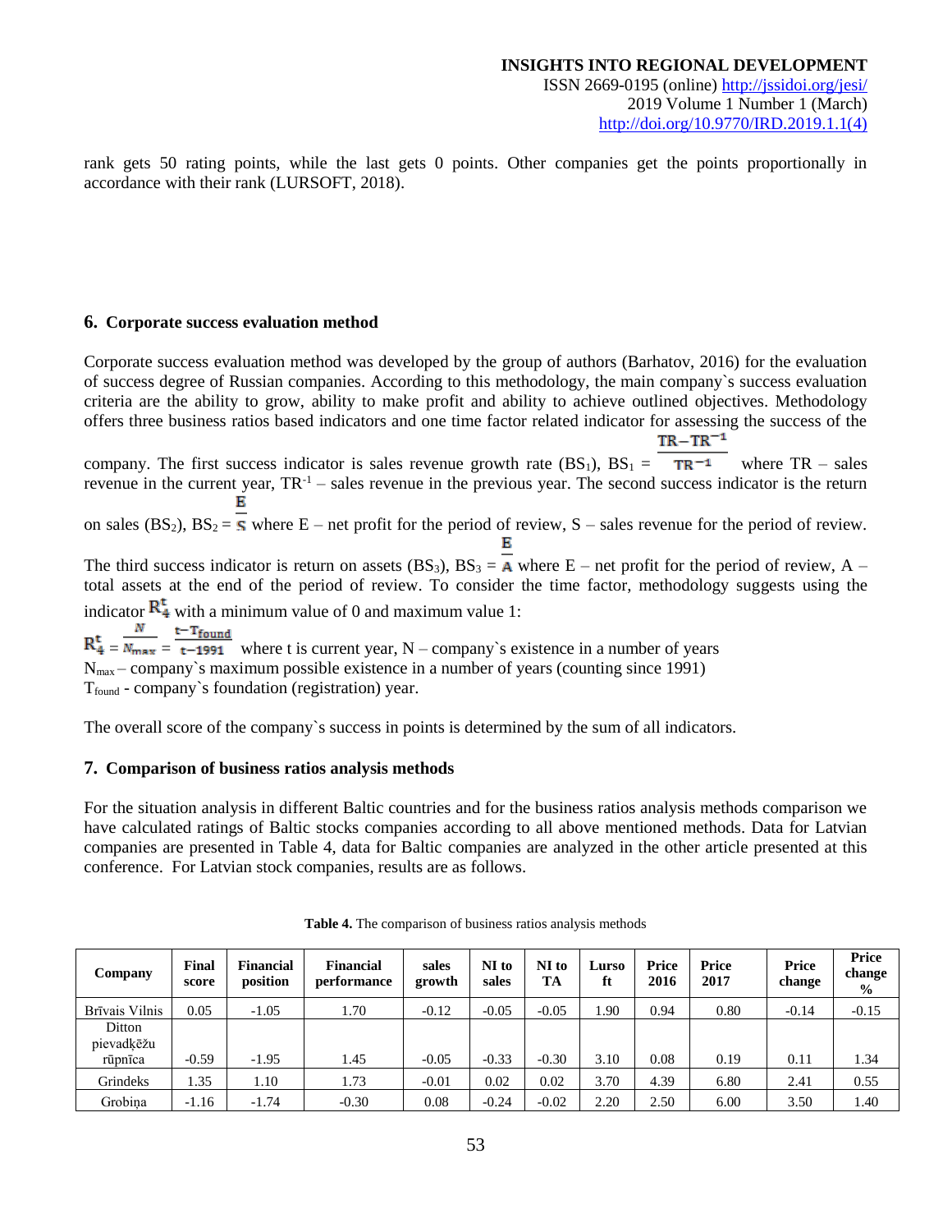rank gets 50 rating points, while the last gets 0 points. Other companies get the points proportionally in accordance with their rank (LURSOFT, 2018).

## 6. Corporate success evaluation method

Corporate success evaluation method was developed by the group of authors (Barhatov, 2016) for the evaluation of success degree of Russian companies. According to this methodology, the main company`s success evaluation criteria are the ability to grow, ability to make profit and ability to achieve outlined objectives. Methodology offers three business ratios based indicators and one time factor related indicator for assessing the success of the company. The first success indicator is sales revenue growth rate ($BS_1$), $BS_1 = \frac{TR - TR^{-1}}{TR^{-1}}$ where TR – sales revenue in the current year, $TR^{-1}$ – sales revenue in the previous year. The second success indicator is the return on sales ($BS_2$), $BS_2 = \frac{E}{S}$ where E – net profit for the period of review, S – sales revenue for the period of review. The third success indicator is return on assets ($BS_3$), $BS_3 = \frac{E}{A}$ where E – net profit for the period of review, A – total assets at the end of the period of review. To consider the time factor, methodology suggests using the indicator $R_4^t$ with a minimum value of 0 and maximum value 1:

$R_4^t = \frac{N}{N_{max}} = \frac{t - T_{found}}{t - 1991}$ where t is current year, N – company`s existence in a number of years
$N_{max}$ – company`s maximum possible existence in a number of years (counting since 1991)
$T_{found}$ - company`s foundation (registration) year.

The overall score of the company`s success in points is determined by the sum of all indicators.

## 7. Comparison of business ratios analysis methods

For the situation analysis in different Baltic countries and for the business ratios analysis methods comparison we have calculated ratings of Baltic stocks companies according to all above mentioned methods. Data for Latvian companies are presented in Table 4, data for Baltic companies are analyzed in the other article presented at this conference. For Latvian stock companies, results are as follows.

**Table 4.** The comparison of business ratios analysis methods

| Company | Final score | Financial position | Financial performance | sales growth | NI to sales | NI to TA | Lursoft | Price 2016 | Price 2017 | Price change | Price change % |
|---|---|---|---|---|---|---|---|---|---|---|---|
| Brīvais Vilnis | 0.05 | -1.05 | 1.70 | -0.12 | -0.05 | -0.05 | 1.90 | 0.94 | 0.80 | -0.14 | -0.15 |
| Ditton pievadķēžu rūpnīca | -0.59 | -1.95 | 1.45 | -0.05 | -0.33 | -0.30 | 3.10 | 0.08 | 0.19 | 0.11 | 1.34 |
| Grindeks | 1.35 | 1.10 | 1.73 | -0.01 | 0.02 | 0.02 | 3.70 | 4.39 | 6.80 | 2.41 | 0.55 |
| Grobiņa | -1.16 | -1.74 | -0.30 | 0.08 | -0.24 | -0.02 | 2.20 | 2.50 | 6.00 | 3.50 | 1.40 |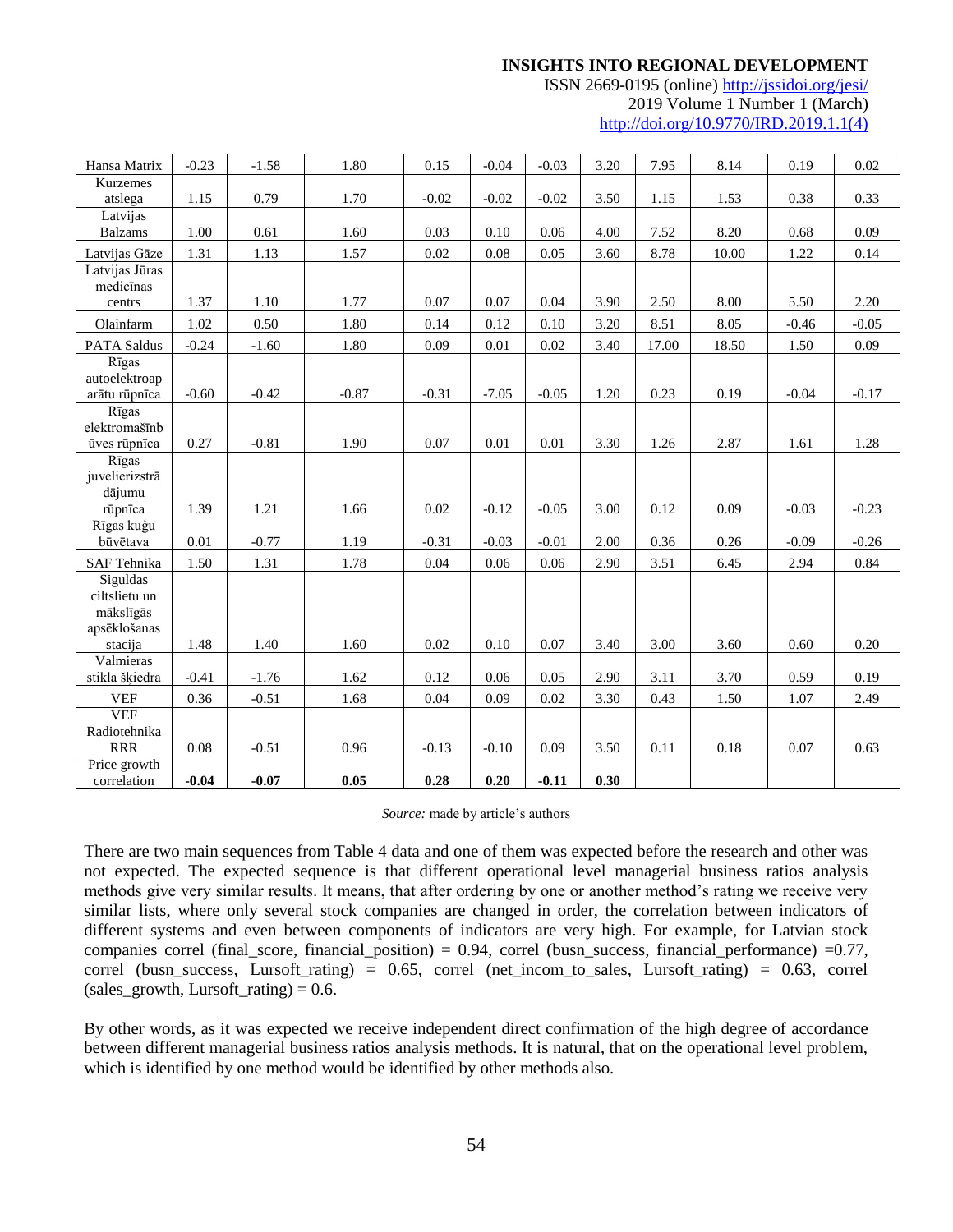| | | | | | | | | | | | |
|---|---|---|---|---|---|---|---|---|---|---|---|
| Hansa Matrix | -0.23 | -1.58 | 1.80 | 0.15 | -0.04 | -0.03 | 3.20 | 7.95 | 8.14 | 0.19 | 0.02 |
| Kurzemes atslega | 1.15 | 0.79 | 1.70 | -0.02 | -0.02 | -0.02 | 3.50 | 1.15 | 1.53 | 0.38 | 0.33 |
| Latvijas Balzams | 1.00 | 0.61 | 1.60 | 0.03 | 0.10 | 0.06 | 4.00 | 7.52 | 8.20 | 0.68 | 0.09 |
| Latvijas Gāze | 1.31 | 1.13 | 1.57 | 0.02 | 0.08 | 0.05 | 3.60 | 8.78 | 10.00 | 1.22 | 0.14 |
| Latvijas Jūras medicīnas centrs | 1.37 | 1.10 | 1.77 | 0.07 | 0.07 | 0.04 | 3.90 | 2.50 | 8.00 | 5.50 | 2.20 |
| Olainfarm | 1.02 | 0.50 | 1.80 | 0.14 | 0.12 | 0.10 | 3.20 | 8.51 | 8.05 | -0.46 | -0.05 |
| PATA Saldus | -0.24 | -1.60 | 1.80 | 0.09 | 0.01 | 0.02 | 3.40 | 17.00 | 18.50 | 1.50 | 0.09 |
| Rīgas autoelektroaparātu rūpnīca | -0.60 | -0.42 | -0.87 | -0.31 | -7.05 | -0.05 | 1.20 | 0.23 | 0.19 | -0.04 | -0.17 |
| Rīgas elektromašīnbūves rūpnīca | 0.27 | -0.81 | 1.90 | 0.07 | 0.01 | 0.01 | 3.30 | 1.26 | 2.87 | 1.61 | 1.28 |
| Rīgas juvelierizstrādājumu rūpnīca | 1.39 | 1.21 | 1.66 | 0.02 | -0.12 | -0.05 | 3.00 | 0.12 | 0.09 | -0.03 | -0.23 |
| Rīgas kuģu būvētava | 0.01 | -0.77 | 1.19 | -0.31 | -0.03 | -0.01 | 2.00 | 0.36 | 0.26 | -0.09 | -0.26 |
| SAF Tehnika | 1.50 | 1.31 | 1.78 | 0.04 | 0.06 | 0.06 | 2.90 | 3.51 | 6.45 | 2.94 | 0.84 |
| Siguldas ciltslietu un mākslīgās apsēklošanas stacija | 1.48 | 1.40 | 1.60 | 0.02 | 0.10 | 0.07 | 3.40 | 3.00 | 3.60 | 0.60 | 0.20 |
| Valmieras stikla šķiedra | -0.41 | -1.76 | 1.62 | 0.12 | 0.06 | 0.05 | 2.90 | 3.11 | 3.70 | 0.59 | 0.19 |
| VEF | 0.36 | -0.51 | 1.68 | 0.04 | 0.09 | 0.02 | 3.30 | 0.43 | 1.50 | 1.07 | 2.49 |
| VEF Radiotehnika RRR | 0.08 | -0.51 | 0.96 | -0.13 | -0.10 | 0.09 | 3.50 | 0.11 | 0.18 | 0.07 | 0.63 |
| Price growth correlation | **-0.04** | **-0.07** | **0.05** | **0.28** | **0.20** | **-0.11** | **0.30** | | | | |

*Source:* made by article's authors

There are two main sequences from Table 4 data and one of them was expected before the research and other was not expected. The expected sequence is that different operational level managerial business ratios analysis methods give very similar results. It means, that after ordering by one or another method's rating we receive very similar lists, where only several stock companies are changed in order, the correlation between indicators of different systems and even between components of indicators are very high. For example, for Latvian stock companies correl (final_score, financial_position) = 0.94, correl (busn_success, financial_performance) =0.77, correl (busn_success, Lursoft_rating) = 0.65, correl (net_incom_to_sales, Lursoft_rating) = 0.63, correl (sales_growth, Lursoft_rating) = 0.6.

By other words, as it was expected we receive independent direct confirmation of the high degree of accordance between different managerial business ratios analysis methods. It is natural, that on the operational level problem, which is identified by one method would be identified by other methods also.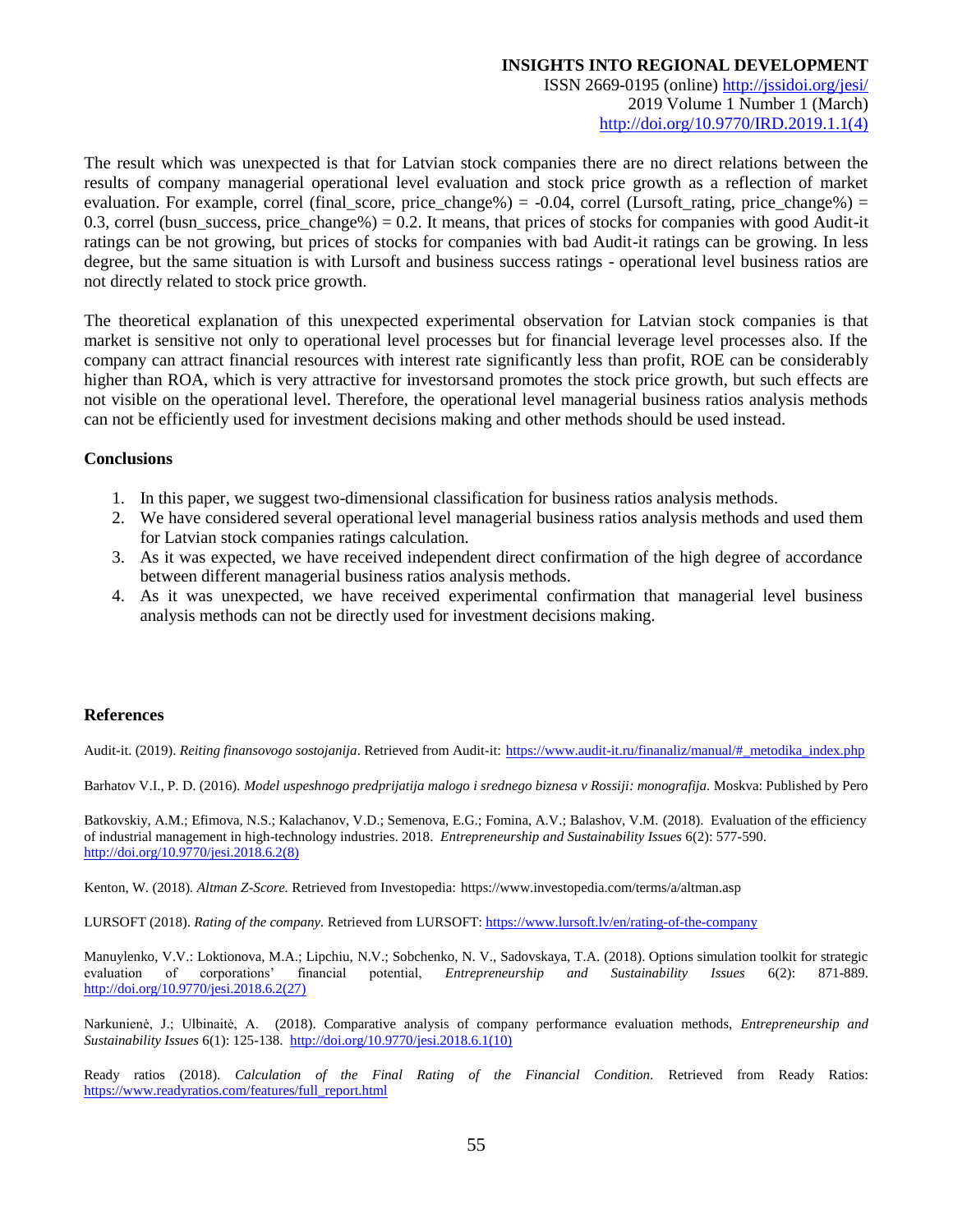The result which was unexpected is that for Latvian stock companies there are no direct relations between the results of company managerial operational level evaluation and stock price growth as a reflection of market evaluation. For example, correl (final_score, price_change%) = -0.04, correl (Lursoft_rating, price_change%) = 0.3, correl (busn_success, price_change%) = 0.2. It means, that prices of stocks for companies with good Audit-it ratings can be not growing, but prices of stocks for companies with bad Audit-it ratings can be growing. In less degree, but the same situation is with Lursoft and business success ratings - operational level business ratios are not directly related to stock price growth.

The theoretical explanation of this unexpected experimental observation for Latvian stock companies is that market is sensitive not only to operational level processes but for financial leverage level processes also. If the company can attract financial resources with interest rate significantly less than profit, ROE can be considerably higher than ROA, which is very attractive for investorsand promotes the stock price growth, but such effects are not visible on the operational level. Therefore, the operational level managerial business ratios analysis methods can not be efficiently used for investment decisions making and other methods should be used instead.

## Conclusions

1. In this paper, we suggest two-dimensional classification for business ratios analysis methods.
2. We have considered several operational level managerial business ratios analysis methods and used them for Latvian stock companies ratings calculation.
3. As it was expected, we have received independent direct confirmation of the high degree of accordance between different managerial business ratios analysis methods.
4. As it was unexpected, we have received experimental confirmation that managerial level business analysis methods can not be directly used for investment decisions making.

## References

Audit-it. (2019). *Reiting finansovogo sostojanija*. Retrieved from Audit-it: https://www.audit-it.ru/finanaliz/manual/#_metodika_index.php

Barhatov V.I., P. D. (2016). *Model uspeshnogo predprijatija malogo i srednego biznesa v Rossiji: monografija*. Moskva: Published by Pero

Batkovskiy, A.M.; Efimova, N.S.; Kalachanov, V.D.; Semenova, E.G.; Fomina, A.V.; Balashov, V.M. (2018). Evaluation of the efficiency of industrial management in high-technology industries. 2018. *Entrepreneurship and Sustainability Issues* 6(2): 577-590. http://doi.org/10.9770/jesi.2018.6.2(8)

Kenton, W. (2018). *Altman Z-Score*. Retrieved from Investopedia: https://www.investopedia.com/terms/a/altman.asp

LURSOFT (2018). *Rating of the company*. Retrieved from LURSOFT: https://www.lursoft.lv/en/rating-of-the-company

Manuylenko, V.V.: Loktionova, M.A.; Lipchiu, N.V.; Sobchenko, N. V., Sadovskaya, T.A. (2018). Options simulation toolkit for strategic evaluation of corporations' financial potential, *Entrepreneurship and Sustainability Issues* 6(2): 871-889. http://doi.org/10.9770/jesi.2018.6.2(27)

Narkunienė, J.; Ulbinaitė, A. (2018). Comparative analysis of company performance evaluation methods, *Entrepreneurship and Sustainability Issues* 6(1): 125-138. http://doi.org/10.9770/jesi.2018.6.1(10)

Ready ratios (2018). *Calculation of the Final Rating of the Financial Condition*. Retrieved from Ready Ratios: https://www.readyratios.com/features/full_report.html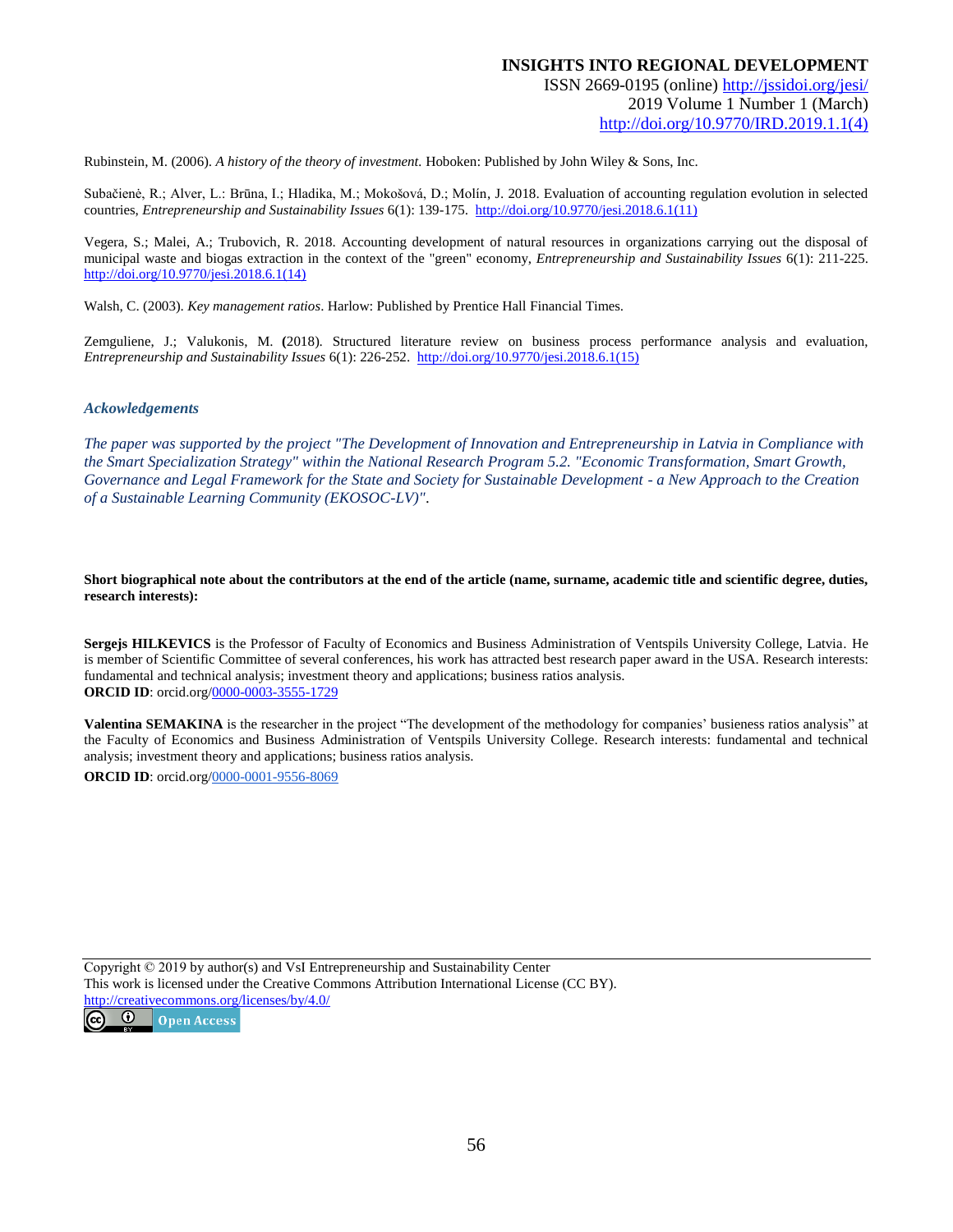Rubinstein, M. (2006). *A history of the theory of investment.* Hoboken: Published by John Wiley & Sons, Inc.

Subačienė, R.; Alver, L.: Brūna, I.; Hladika, M.; Mokošová, D.; Molín, J. 2018. Evaluation of accounting regulation evolution in selected countries, *Entrepreneurship and Sustainability Issues* 6(1): 139-175. http://doi.org/10.9770/jesi.2018.6.1(11)

Vegera, S.; Malei, A.; Trubovich, R. 2018. Accounting development of natural resources in organizations carrying out the disposal of municipal waste and biogas extraction in the context of the "green" economy, *Entrepreneurship and Sustainability Issues* 6(1): 211-225. http://doi.org/10.9770/jesi.2018.6.1(14)

Walsh, C. (2003). *Key management ratios*. Harlow: Published by Prentice Hall Financial Times.

Zemguliene, J.; Valukonis, M. **(**2018). Structured literature review on business process performance analysis and evaluation, *Entrepreneurship and Sustainability Issues* 6(1): 226-252. http://doi.org/10.9770/jesi.2018.6.1(15)

### *Ackowledgements*

*The paper was supported by the project "The Development of Innovation and Entrepreneurship in Latvia in Compliance with the Smart Specialization Strategy" within the National Research Program 5.2. "Economic Transformation, Smart Growth, Governance and Legal Framework for the State and Society for Sustainable Development - a New Approach to the Creation of a Sustainable Learning Community (EKOSOC-LV)".*

**Short biographical note about the contributors at the end of the article (name, surname, academic title and scientific degree, duties, research interests):**

**Sergejs HILKEVICS** is the Professor of Faculty of Economics and Business Administration of Ventspils University College, Latvia. He is member of Scientific Committee of several conferences, his work has attracted best research paper award in the USA. Research interests: fundamental and technical analysis; investment theory and applications; business ratios analysis.
**ORCID ID**: orcid.org/0000-0003-3555-1729

**Valentina SEMAKINA** is the researcher in the project "The development of the methodology for companies' busieness ratios analysis" at the Faculty of Economics and Business Administration of Ventspils University College. Research interests: fundamental and technical analysis; investment theory and applications; business ratios analysis.

**ORCID ID**: orcid.org/0000-0001-9556-8069

Copyright © 2019 by author(s) and VsI Entrepreneurship and Sustainability Center
This work is licensed under the Creative Commons Attribution International License (CC BY).
http://creativecommons.org/licenses/by/4.0/

Open Access